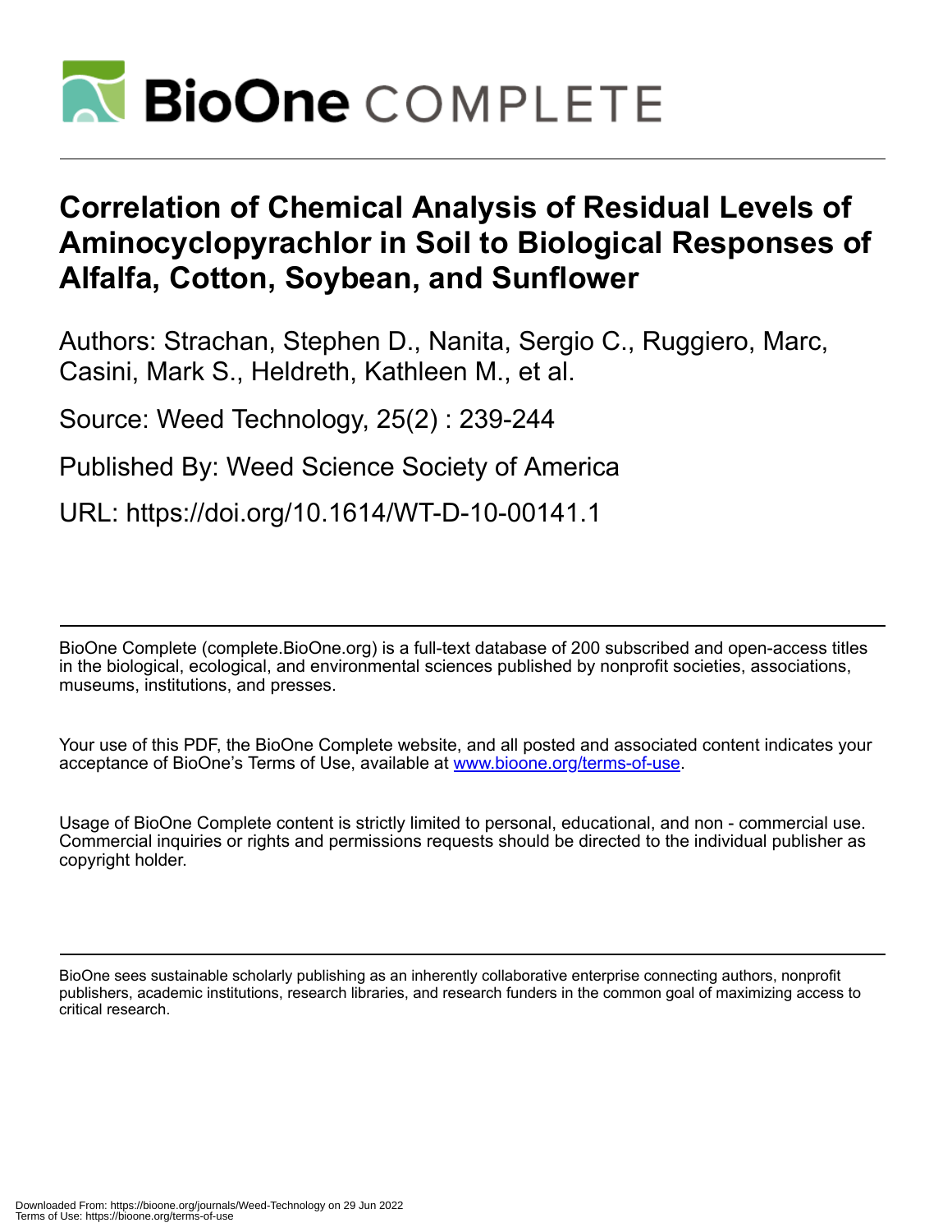# Correlation of Chemical Analysis of Residual Levels of Aminocyclopyrachlor in Soil to Biological Responses of Alfalfa, Cotton, Soybean, and Sunflower

Authors: Strachan, Stephen D., Nanita, Sergio C., Ruggiero, Marc, Casini, Mark S., Heldreth, Kathleen M., et al.

Source: Weed Technology, 25(2) : 239-244

Published By: Weed Science Society of America

URL: https://doi.org/10.1614/WT-D-10-00141.1

BioOne Complete (complete.BioOne.org) is a full-text database of 200 subscribed and open-access titles in the biological, ecological, and environmental sciences published by nonprofit societies, associations, museums, institutions, and presses.

Your use of this PDF, the BioOne Complete website, and all posted and associated content indicates your acceptance of BioOne's Terms of Use, available at www.bioone.org/terms-of-use.

Usage of BioOne Complete content is strictly limited to personal, educational, and non - commercial use. Commercial inquiries or rights and permissions requests should be directed to the individual publisher as copyright holder.

BioOne sees sustainable scholarly publishing as an inherently collaborative enterprise connecting authors, nonprofit publishers, academic institutions, research libraries, and research funders in the common goal of maximizing access to critical research.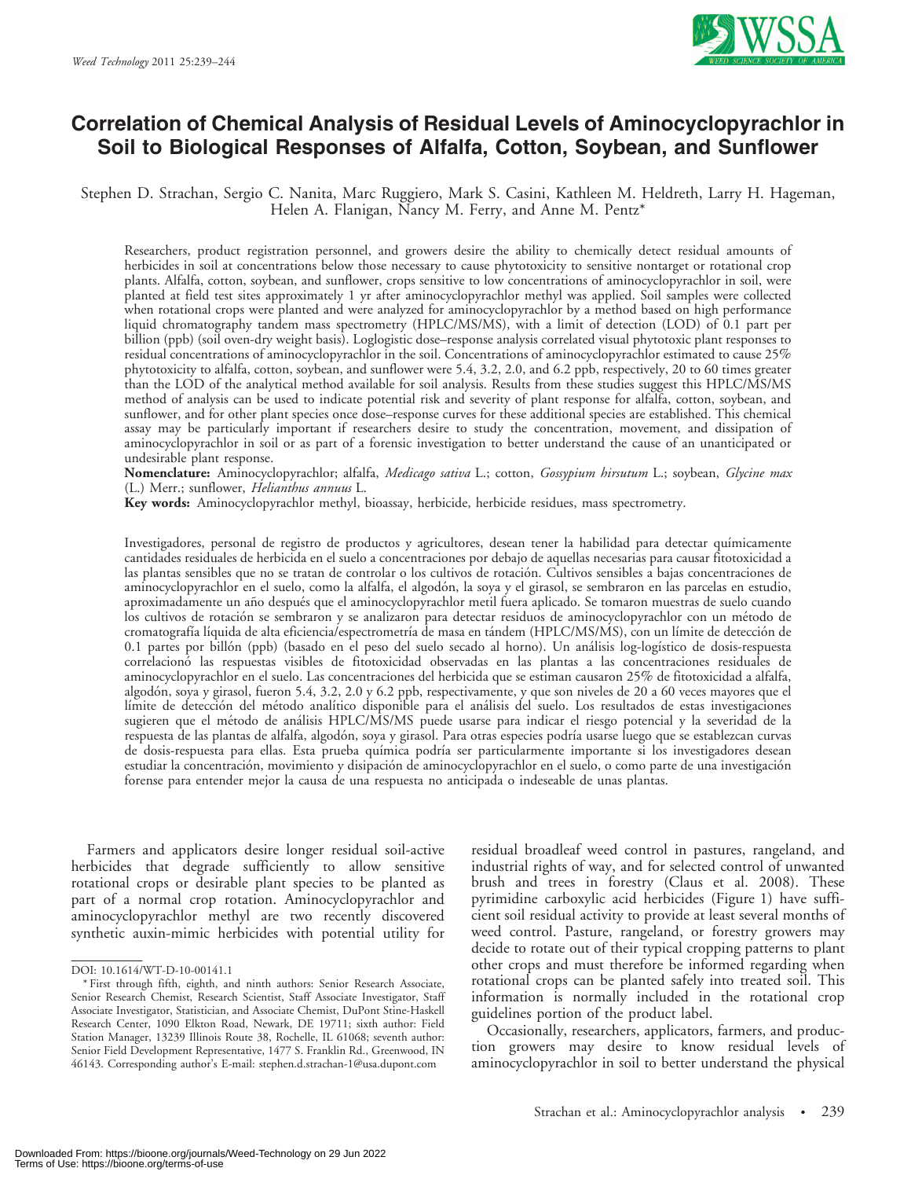# Correlation of Chemical Analysis of Residual Levels of Aminocyclopyrachlor in Soil to Biological Responses of Alfalfa, Cotton, Soybean, and Sunflower

Stephen D. Strachan, Sergio C. Nanita, Marc Ruggiero, Mark S. Casini, Kathleen M. Heldreth, Larry H. Hageman, Helen A. Flanigan, Nancy M. Ferry, and Anne M. Pentz*

Researchers, product registration personnel, and growers desire the ability to chemically detect residual amounts of herbicides in soil at concentrations below those necessary to cause phytotoxicity to sensitive nontarget or rotational crop plants. Alfalfa, cotton, soybean, and sunflower, crops sensitive to low concentrations of aminocyclopyrachlor in soil, were planted at field test sites approximately 1 yr after aminocyclopyrachlor methyl was applied. Soil samples were collected when rotational crops were planted and were analyzed for aminocyclopyrachlor by a method based on high performance liquid chromatography tandem mass spectrometry (HPLC/MS/MS), with a limit of detection (LOD) of 0.1 part per billion (ppb) (soil oven-dry weight basis). Loglogistic dose–response analysis correlated visual phytotoxic plant responses to residual concentrations of aminocyclopyrachlor in the soil. Concentrations of aminocyclopyrachlor estimated to cause 25% phytotoxicity to alfalfa, cotton, soybean, and sunflower were 5.4, 3.2, 2.0, and 6.2 ppb, respectively, 20 to 60 times greater than the LOD of the analytical method available for soil analysis. Results from these studies suggest this HPLC/MS/MS method of analysis can be used to indicate potential risk and severity of plant response for alfalfa, cotton, soybean, and sunflower, and for other plant species once dose–response curves for these additional species are established. This chemical assay may be particularly important if researchers desire to study the concentration, movement, and dissipation of aminocyclopyrachlor in soil or as part of a forensic investigation to better understand the cause of an unanticipated or undesirable plant response.

**Nomenclature:** Aminocyclopyrachlor; alfalfa, *Medicago sativa* L.; cotton, *Gossypium hirsutum* L.; soybean, *Glycine max* (L.) Merr.; sunflower, *Helianthus annuus* L.

**Key words:** Aminocyclopyrachlor methyl, bioassay, herbicide, herbicide residues, mass spectrometry.

Investigadores, personal de registro de productos y agricultores, desean tener la habilidad para detectar químicamente cantidades residuales de herbicida en el suelo a concentraciones por debajo de aquellas necesarias para causar fitotoxicidad a las plantas sensibles que no se tratan de controlar o los cultivos de rotación. Cultivos sensibles a bajas concentraciones de aminocyclopyrachlor en el suelo, como la alfalfa, el algodón, la soya y el girasol, se sembraron en las parcelas en estudio, aproximadamente un año después que el aminocyclopyrachlor metil fuera aplicado. Se tomaron muestras de suelo cuando los cultivos de rotación se sembraron y se analizaron para detectar residuos de aminocyclopyrachlor con un método de cromatografía líquida de alta eficiencia/espectrometría de masa en tándem (HPLC/MS/MS), con un límite de detección de 0.1 partes por billón (ppb) (basado en el peso del suelo secado al horno). Un análisis log-logístico de dosis-respuesta correlacionó las respuestas visibles de fitotoxicidad observadas en las plantas a las concentraciones residuales de aminocyclopyrachlor en el suelo. Las concentraciones del herbicida que se estiman causaron 25% de fitotoxicidad a alfalfa, algodón, soya y girasol, fueron 5.4, 3.2, 2.0 y 6.2 ppb, respectivamente, y que son niveles de 20 a 60 veces mayores que el límite de detección del método analítico disponible para el análisis del suelo. Los resultados de estas investigaciones sugieren que el método de análisis HPLC/MS/MS puede usarse para indicar el riesgo potencial y la severidad de la respuesta de las plantas de alfalfa, algodón, soya y girasol. Para otras especies podría usarse luego que se establezcan curvas de dosis-respuesta para ellas. Esta prueba química podría ser particularmente importante si los investigadores desean estudiar la concentración, movimiento y disipación de aminocyclopyrachlor en el suelo, o como parte de una investigación forense para entender mejor la causa de una respuesta no anticipada o indeseable de unas plantas.

Farmers and applicators desire longer residual soil-active herbicides that degrade sufficiently to allow sensitive rotational crops or desirable plant species to be planted as part of a normal crop rotation. Aminocyclopyrachlor and aminocyclopyrachlor methyl are two recently discovered synthetic auxin-mimic herbicides with potential utility for residual broadleaf weed control in pastures, rangeland, and industrial rights of way, and for selected control of unwanted brush and trees in forestry (Claus et al. 2008). These pyrimidine carboxylic acid herbicides (Figure 1) have sufficient soil residual activity to provide at least several months of weed control. Pasture, rangeland, or forestry growers may decide to rotate out of their typical cropping patterns to plant other crops and must therefore be informed regarding when rotational crops can be planted safely into treated soil. This information is normally included in the rotational crop guidelines portion of the product label.

Occasionally, researchers, applicators, farmers, and production growers may desire to know residual levels of aminocyclopyrachlor in soil to better understand the physical

DOI: 10.1614/WT-D-10-00141.1

\* First through fifth, eighth, and ninth authors: Senior Research Associate, Senior Research Chemist, Research Scientist, Staff Associate Investigator, Staff Associate Investigator, Statistician, and Associate Chemist, DuPont Stine-Haskell Research Center, 1090 Elkton Road, Newark, DE 19711; sixth author: Field Station Manager, 13239 Illinois Route 38, Rochelle, IL 61068; seventh author: Senior Field Development Representative, 1477 S. Franklin Rd., Greenwood, IN 46143. Corresponding author's E-mail: stephen.d.strachan-1@usa.dupont.com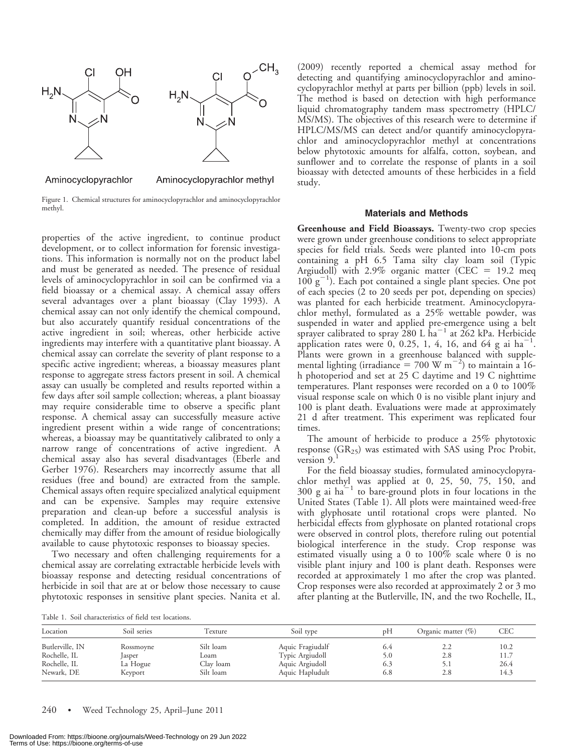Aminocyclopyrachlor

Aminocyclopyrachlor methyl

Figure 1. Chemical structures for aminocyclopyrachlor and aminocyclopyrachlor methyl.

properties of the active ingredient, to continue product development, or to collect information for forensic investigations. This information is normally not on the product label and must be generated as needed. The presence of residual levels of aminocyclopyrachlor in soil can be confirmed via a field bioassay or a chemical assay. A chemical assay offers several advantages over a plant bioassay (Clay 1993). A chemical assay can not only identify the chemical compound, but also accurately quantify residual concentrations of the active ingredient in soil; whereas, other herbicide active ingredients may interfere with a quantitative plant bioassay. A chemical assay can correlate the severity of plant response to a specific active ingredient; whereas, a bioassay measures plant response to aggregate stress factors present in soil. A chemical assay can usually be completed and results reported within a few days after soil sample collection; whereas, a plant bioassay may require considerable time to observe a specific plant response. A chemical assay can successfully measure active ingredient present within a wide range of concentrations; whereas, a bioassay may be quantitatively calibrated to only a narrow range of concentrations of active ingredient. A chemical assay also has several disadvantages (Eberle and Gerber 1976). Researchers may incorrectly assume that all residues (free and bound) are extracted from the sample. Chemical assays often require specialized analytical equipment and can be expensive. Samples may require extensive preparation and clean-up before a successful analysis is completed. In addition, the amount of residue extracted chemically may differ from the amount of residue biologically available to cause phytotoxic responses to bioassay species.

Two necessary and often challenging requirements for a chemical assay are correlating extractable herbicide levels with bioassay response and detecting residual concentrations of herbicide in soil that are at or below those necessary to cause phytotoxic responses in sensitive plant species. Nanita et al. (2009) recently reported a chemical assay method for detecting and quantifying aminocyclopyrachlor and aminocyclopyrachlor methyl at parts per billion (ppb) levels in soil. The method is based on detection with high performance liquid chromatography tandem mass spectrometry (HPLC/MS/MS). The objectives of this research were to determine if HPLC/MS/MS can detect and/or quantify aminocyclopyrachlor and aminocyclopyrachlor methyl at concentrations below phytotoxic amounts for alfalfa, cotton, soybean, and sunflower and to correlate the response of plants in a soil bioassay with detected amounts of these herbicides in a field study.

## Materials and Methods

**Greenhouse and Field Bioassays.** Twenty-two crop species were grown under greenhouse conditions to select appropriate species for field trials. Seeds were planted into 10-cm pots containing a pH 6.5 Tama silty clay loam soil (Typic Argiudoll) with 2.9% organic matter (CEC = 19.2 meq 100 $g^{-1}$). Each pot contained a single plant species. One pot of each species (2 to 20 seeds per pot, depending on species) was planted for each herbicide treatment. Aminocyclopyrachlor methyl, formulated as a 25% wettable powder, was suspended in water and applied pre-emergence using a belt sprayer calibrated to spray 280 L $ha^{-1}$ at 262 kPa. Herbicide application rates were 0, 0.25, 1, 4, 16, and 64 g ai $ha^{-1}$. Plants were grown in a greenhouse balanced with supplemental lighting (irradiance = 700 W $m^{-2}$) to maintain a 16-h photoperiod and set at 25 C daytime and 19 C nighttime temperatures. Plant responses were recorded on a 0 to 100% visual response scale on which 0 is no visible plant injury and 100 is plant death. Evaluations were made at approximately 21 d after treatment. This experiment was replicated four times.

The amount of herbicide to produce a 25% phytotoxic response ($GR_{25}$) was estimated with SAS using Proc Probit, version 9.[1]

For the field bioassay studies, formulated aminocyclopyrachlor methyl was applied at 0, 25, 50, 75, 150, and 300 g ai $ha^{-1}$ to bare-ground plots in four locations in the United States (Table 1). All plots were maintained weed-free with glyphosate until rotational crops were planted. No herbicidal effects from glyphosate on planted rotational crops were observed in control plots, therefore ruling out potential biological interference in the study. Crop response was estimated visually using a 0 to 100% scale where 0 is no visible plant injury and 100 is plant death. Responses were recorded at approximately 1 mo after the crop was planted. Crop responses were also recorded at approximately 2 or 3 mo after planting at the Butlerville, IN, and the two Rochelle, IL,

Table 1. Soil characteristics of field test locations.

| Location | Soil series | Texture | Soil type | pH | Organic matter (%) | CEC |
|---|---|---|---|---|---|---|
| Butlerville, IN | Rossmoyne | Silt loam | Aquic Fragiudalf | 6.4 | 2.2 | 10.2 |
| Rochelle, IL | Jasper | Loam | Typic Argiudoll | 5.0 | 2.8 | 11.7 |
| Rochelle, IL | La Hogue | Clay loam | Aquic Argiudoll | 6.3 | 5.1 | 26.4 |
| Newark, DE | Keyport | Silt loam | Aquic Hapludult | 6.8 | 2.8 | 14.3 |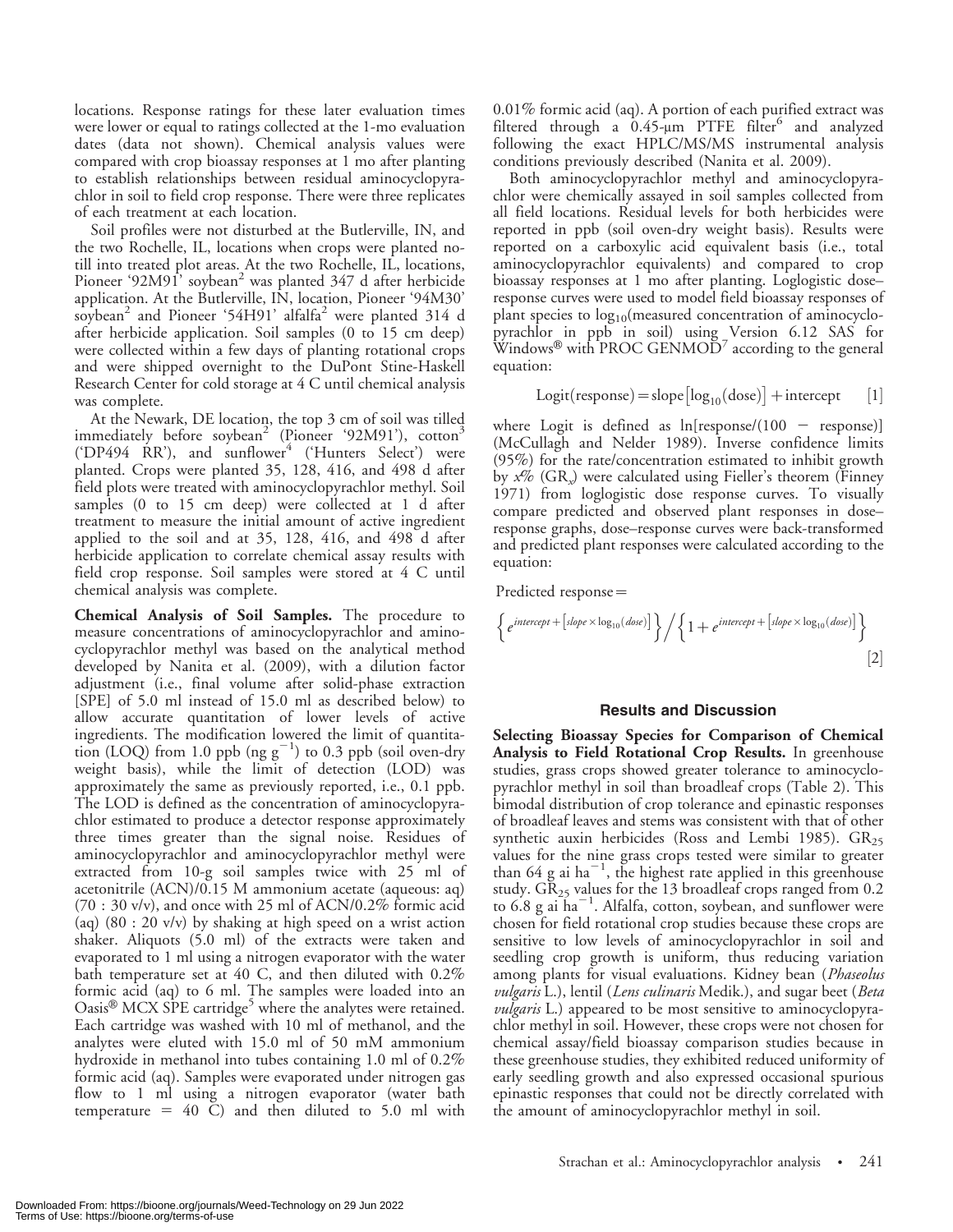locations. Response ratings for these later evaluation times were lower or equal to ratings collected at the 1-mo evaluation dates (data not shown). Chemical analysis values were compared with crop bioassay responses at 1 mo after planting to establish relationships between residual aminocyclopyrachlor in soil to field crop response. There were three replicates of each treatment at each location.

Soil profiles were not disturbed at the Butlerville, IN, and the two Rochelle, IL, locations when crops were planted no-till into treated plot areas. At the two Rochelle, IL, locations, Pioneer '92M91' soybean[2] was planted 347 d after herbicide application. At the Butlerville, IN, location, Pioneer '94M30' soybean[2] and Pioneer '54H91' alfalfa[2] were planted 314 d after herbicide application. Soil samples (0 to 15 cm deep) were collected within a few days of planting rotational crops and were shipped overnight to the DuPont Stine-Haskell Research Center for cold storage at 4 C until chemical analysis was complete.

At the Newark, DE location, the top 3 cm of soil was tilled immediately before soybean[2] (Pioneer '92M91'), cotton[3] ('DP494 RR'), and sunflower[4] ('Hunters Select') were planted. Crops were planted 35, 128, 416, and 498 d after field plots were treated with aminocyclopyrachlor methyl. Soil samples (0 to 15 cm deep) were collected at 1 d after treatment to measure the initial amount of active ingredient applied to the soil and at 35, 128, 416, and 498 d after herbicide application to correlate chemical assay results with field crop response. Soil samples were stored at 4 C until chemical analysis was complete.

**Chemical Analysis of Soil Samples.** The procedure to measure concentrations of aminocyclopyrachlor and aminocyclopyrachlor methyl was based on the analytical method developed by Nanita et al. (2009), with a dilution factor adjustment (i.e., final volume after solid-phase extraction [SPE] of 5.0 ml instead of 15.0 ml as described below) to allow accurate quantitation of lower levels of active ingredients. The modification lowered the limit of quantitation (LOQ) from 1.0 ppb (ng $g^{-1}$) to 0.3 ppb (soil oven-dry weight basis), while the limit of detection (LOD) was approximately the same as previously reported, i.e., 0.1 ppb. The LOD is defined as the concentration of aminocyclopyrachlor estimated to produce a detector response approximately three times greater than the signal noise. Residues of aminocyclopyrachlor and aminocyclopyrachlor methyl were extracted from 10-g soil samples twice with 25 ml of acetonitrile (ACN)/0.15 M ammonium acetate (aqueous: aq) (70 : 30 v/v), and once with 25 ml of ACN/0.2% formic acid (aq) (80 : 20 v/v) by shaking at high speed on a wrist action shaker. Aliquots (5.0 ml) of the extracts were taken and evaporated to 1 ml using a nitrogen evaporator with the water bath temperature set at 40 C, and then diluted with 0.2% formic acid (aq) to 6 ml. The samples were loaded into an Oasis® MCX SPE cartridge[5] where the analytes were retained. Each cartridge was washed with 10 ml of methanol, and the analytes were eluted with 15.0 ml of 50 mM ammonium hydroxide in methanol into tubes containing 1.0 ml of 0.2% formic acid (aq). Samples were evaporated under nitrogen gas flow to 1 ml using a nitrogen evaporator (water bath temperature = 40 C) and then diluted to 5.0 ml with 0.01% formic acid (aq). A portion of each purified extract was filtered through a 0.45-µm PTFE filter[6] and analyzed following the exact HPLC/MS/MS instrumental analysis conditions previously described (Nanita et al. 2009).

Both aminocyclopyrachlor methyl and aminocyclopyrachlor were chemically assayed in soil samples collected from all field locations. Residual levels for both herbicides were reported in ppb (soil oven-dry weight basis). Results were reported on a carboxylic acid equivalent basis (i.e., total aminocyclopyrachlor equivalents) and compared to crop bioassay responses at 1 mo after planting. Loglogistic dose–response curves were used to model field bioassay responses of plant species to $\log_{10}$(measured concentration of aminocyclopyrachlor in ppb in soil) using Version 6.12 SAS for Windows® with PROC GENMOD[7] according to the general equation:

$$\text{Logit(response)} = \text{slope}\left[\log_{10}(\text{dose})\right] + \text{intercept} \qquad [1]$$

where Logit is defined as ln[response/(100 − response)] (McCullagh and Nelder 1989). Inverse confidence limits (95%) for the rate/concentration estimated to inhibit growth by *x*% ($GR_x$) were calculated using Fieller's theorem (Finney 1971) from loglogistic dose response curves. To visually compare predicted and observed plant responses in dose–response graphs, dose–response curves were back-transformed and predicted plant responses were calculated according to the equation:

$$\text{Predicted response} = \left\{e^{intercept + \left[slope \times \log_{10}(dose)\right]}\right\} \Big/ \left\{1 + e^{intercept + \left[slope \times \log_{10}(dose)\right]}\right\} \qquad [2]$$

## Results and Discussion

**Selecting Bioassay Species for Comparison of Chemical Analysis to Field Rotational Crop Results.** In greenhouse studies, grass crops showed greater tolerance to aminocyclopyrachlor methyl in soil than broadleaf crops (Table 2). This bimodal distribution of crop tolerance and epinastic responses of broadleaf leaves and stems was consistent with that of other synthetic auxin herbicides (Ross and Lembi 1985). $GR_{25}$ values for the nine grass crops tested were similar to greater than 64 g ai $ha^{-1}$, the highest rate applied in this greenhouse study. $GR_{25}$ values for the 13 broadleaf crops ranged from 0.2 to 6.8 g ai $ha^{-1}$. Alfalfa, cotton, soybean, and sunflower were chosen for field rotational crop studies because these crops are sensitive to low levels of aminocyclopyrachlor in soil and seedling crop growth is uniform, thus reducing variation among plants for visual evaluations. Kidney bean (*Phaseolus vulgaris* L.), lentil (*Lens culinaris* Medik.), and sugar beet (*Beta vulgaris* L.) appeared to be most sensitive to aminocyclopyrachlor methyl in soil. However, these crops were not chosen for chemical assay/field bioassay comparison studies because in these greenhouse studies, they exhibited reduced uniformity of early seedling growth and also expressed occasional spurious epinastic responses that could not be directly correlated with the amount of aminocyclopyrachlor methyl in soil.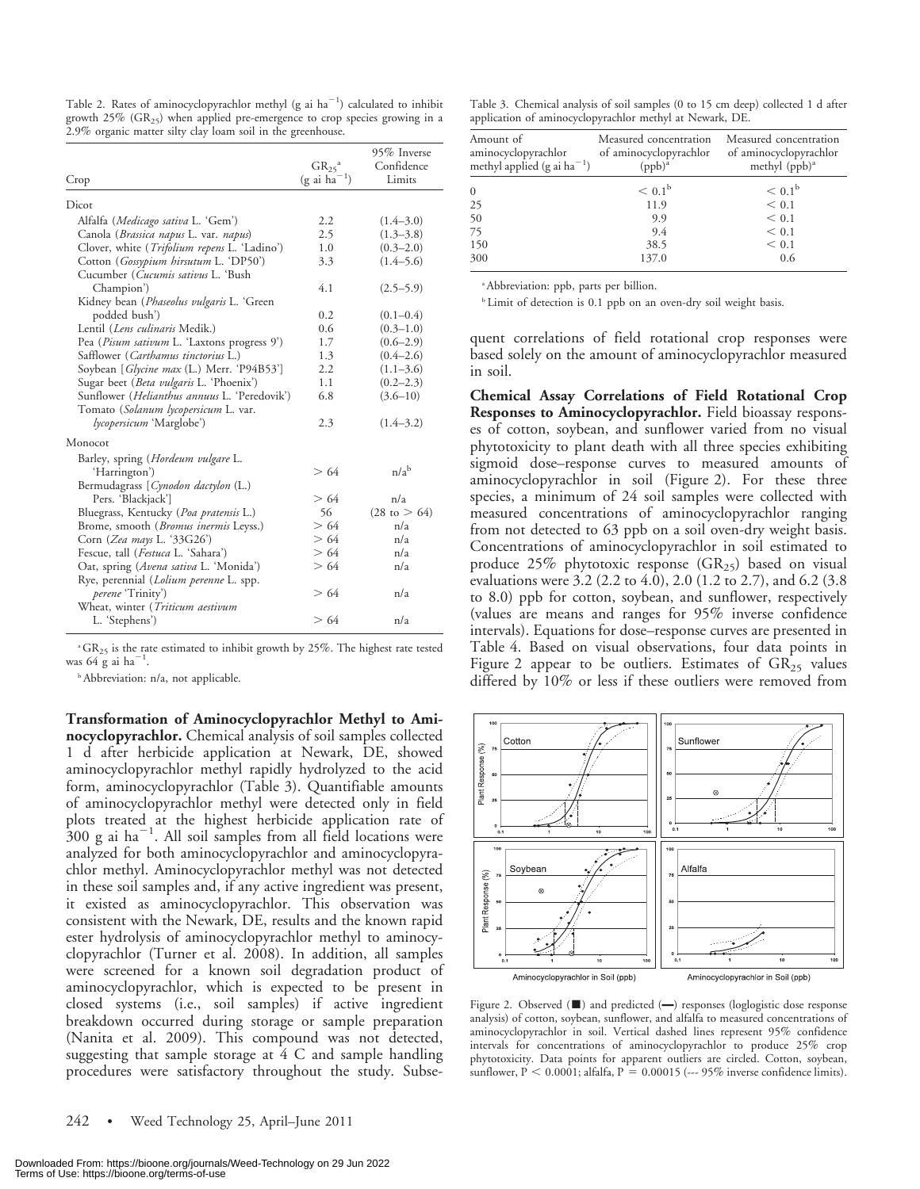Table 2. Rates of aminocyclopyrachlor methyl (g ai $ha^{-1}$) calculated to inhibit growth 25% ($GR_{25}$) when applied pre-emergence to crop species growing in a 2.9% organic matter silty clay loam soil in the greenhouse.

| Crop | $GR_{25}$[a] (g ai $ha^{-1}$) | 95% Inverse Confidence Limits |
|---|---|---|
| Dicot | | |
| Alfalfa (*Medicago sativa* L. 'Gem') | 2.2 | (1.4–3.0) |
| Canola (*Brassica napus* L. var. *napus*) | 2.5 | (1.3–3.8) |
| Clover, white (*Trifolium repens* L. 'Ladino') | 1.0 | (0.3–2.0) |
| Cotton (*Gossypium hirsutum* L. 'DP50') | 3.3 | (1.4–5.6) |
| Cucumber (*Cucumis sativus* L. 'Bush Champion') | 4.1 | (2.5–5.9) |
| Kidney bean (*Phaseolus vulgaris* L. 'Green podded bush') | 0.2 | (0.1–0.4) |
| Lentil (*Lens culinaris* Medik.) | 0.6 | (0.3–1.0) |
| Pea (*Pisum sativum* L. 'Laxtons progress 9') | 1.7 | (0.6–2.9) |
| Safflower (*Carthamus tinctorius* L.) | 1.3 | (0.4–2.6) |
| Soybean [*Glycine max* (L.) Merr. 'P94B53'] | 2.2 | (1.1–3.6) |
| Sugar beet (*Beta vulgaris* L. 'Phoenix') | 1.1 | (0.2–2.3) |
| Sunflower (*Helianthus annuus* L. 'Peredovik') | 6.8 | (3.6–10) |
| Tomato (*Solanum lycopersicum* L. var. *lycopersicum* 'Marglobe') | 2.3 | (1.4–3.2) |
| Monocot | | |
| Barley, spring (*Hordeum vulgare* L. 'Harrington') | > 64 | n/a[b] |
| Bermudagrass [*Cynodon dactylon* (L.) Pers. 'Blackjack'] | > 64 | n/a |
| Bluegrass, Kentucky (*Poa pratensis* L.) | 56 | (28 to > 64) |
| Brome, smooth (*Bromus inermis* Leyss.) | > 64 | n/a |
| Corn (*Zea mays* L. '33G26') | > 64 | n/a |
| Fescue, tall (*Festuca* L. 'Sahara') | > 64 | n/a |
| Oat, spring (*Avena sativa* L. 'Monida') | > 64 | n/a |
| Rye, perennial (*Lolium perenne* L. spp. *perene* 'Trinity') | > 64 | n/a |
| Wheat, winter (*Triticum aestivum* L. 'Stephens') | > 64 | n/a |

[a] $GR_{25}$ is the rate estimated to inhibit growth by 25%. The highest rate tested was 64 g ai $ha^{-1}$.

[b] Abbreviation: n/a, not applicable.

**Transformation of Aminocyclopyrachlor Methyl to Aminocyclopyrachlor.** Chemical analysis of soil samples collected 1 d after herbicide application at Newark, DE, showed aminocyclopyrachlor methyl rapidly hydrolyzed to the acid form, aminocyclopyrachlor (Table 3). Quantifiable amounts of aminocyclopyrachlor methyl were detected only in field plots treated at the highest herbicide application rate of 300 g ai $ha^{-1}$. All soil samples from all field locations were analyzed for both aminocyclopyrachlor and aminocyclopyrachlor methyl. Aminocyclopyrachlor methyl was not detected in these soil samples and, if any active ingredient was present, it existed as aminocyclopyrachlor. This observation was consistent with the Newark, DE, results and the known rapid ester hydrolysis of aminocyclopyrachlor methyl to aminocyclopyrachlor (Turner et al. 2008). In addition, all samples were screened for a known soil degradation product of aminocyclopyrachlor, which is expected to be present in closed systems (i.e., soil samples) if active ingredient breakdown occurred during storage or sample preparation (Nanita et al. 2009). This compound was not detected, suggesting that sample storage at 4 C and sample handling procedures were satisfactory throughout the study. Subsequent correlations of field rotational crop responses were based solely on the amount of aminocyclopyrachlor measured in soil.

Table 3. Chemical analysis of soil samples (0 to 15 cm deep) collected 1 d after application of aminocyclopyrachlor methyl at Newark, DE.

| Amount of aminocyclopyrachlor methyl applied (g ai $ha^{-1}$) | Measured concentration of aminocyclopyrachlor (ppb)[a] | Measured concentration of aminocyclopyrachlor methyl (ppb)[a] |
|---|---|---|
| 0 | < 0.1[b] | < 0.1[b] |
| 25 | 11.9 | < 0.1 |
| 50 | 9.9 | < 0.1 |
| 75 | 9.4 | < 0.1 |
| 150 | 38.5 | < 0.1 |
| 300 | 137.0 | 0.6 |

[a] Abbreviation: ppb, parts per billion.

[b] Limit of detection is 0.1 ppb on an oven-dry soil weight basis.

**Chemical Assay Correlations of Field Rotational Crop Responses to Aminocyclopyrachlor.** Field bioassay responses of cotton, soybean, and sunflower varied from no visual phytotoxicity to plant death with all three species exhibiting sigmoid dose–response curves to measured amounts of aminocyclopyrachlor in soil (Figure 2). For these three species, a minimum of 24 soil samples were collected with measured concentrations of aminocyclopyrachlor ranging from not detected to 63 ppb on a soil oven-dry weight basis. Concentrations of aminocyclopyrachlor in soil estimated to produce 25% phytotoxic response ($GR_{25}$) based on visual evaluations were 3.2 (2.2 to 4.0), 2.0 (1.2 to 2.7), and 6.2 (3.8 to 8.0) ppb for cotton, soybean, and sunflower, respectively (values are means and ranges for 95% inverse confidence intervals). Equations for dose–response curves are presented in Table 4. Based on visual observations, four data points in Figure 2 appear to be outliers. Estimates of $GR_{25}$ values differed by 10% or less if these outliers were removed from

Figure 2. Observed (■) and predicted (—) responses (loglogistic dose response analysis) of cotton, soybean, sunflower, and alfalfa to measured concentrations of aminocyclopyrachlor in soil. Vertical dashed lines represent 95% confidence intervals for concentrations of aminocyclopyrachlor to produce 25% crop phytotoxicity. Data points for apparent outliers are circled. Cotton, soybean, sunflower, $P < 0.0001$; alfalfa, $P = 0.00015$ (--- 95% inverse confidence limits).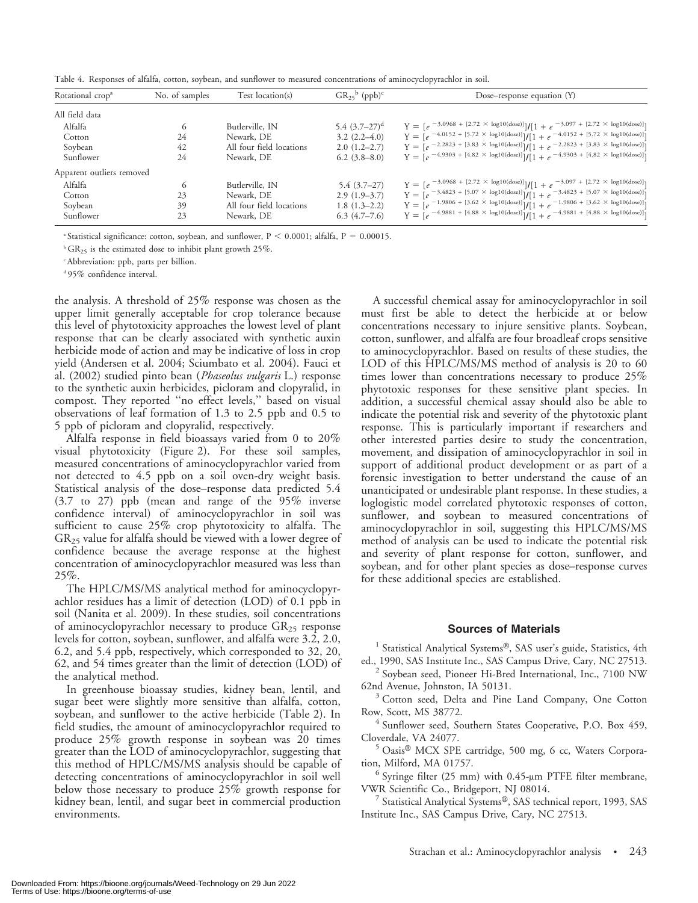Table 4. Responses of alfalfa, cotton, soybean, and sunflower to measured concentrations of aminocyclopyrachlor in soil.

| Rotational crop[a] | No. of samples | Test location(s) | $GR_{25}$[b] (ppb)[c] | Dose–response equation (Y) |
|---|---|---|---|---|
| All field data | | | | |
| Alfalfa | 6 | Butlerville, IN | 5.4 (3.7–27)[d] | $Y = [e^{-3.0968 + [2.72 \times \log10(dose)]}]/[1 + e^{-3.097 + [2.72 \times \log10(dose)]}]$ |
| Cotton | 24 | Newark, DE | 3.2 (2.2–4.0) | $Y = [e^{-4.0152 + [5.72 \times \log10(dose)]}]/[1 + e^{-4.0152 + [5.72 \times \log10(dose)]}]$ |
| Soybean | 42 | All four field locations | 2.0 (1.2–2.7) | $Y = [e^{-2.2823 + [3.83 \times \log10(dose)]}]/[1 + e^{-2.2823 + [3.83 \times \log10(dose)]}]$ |
| Sunflower | 24 | Newark, DE | 6.2 (3.8–8.0) | $Y = [e^{-4.9303 + [4.82 \times \log10(dose)]}]/[1 + e^{-4.9303 + [4.82 \times \log10(dose)]}]$ |
| Apparent outliers removed | | | | |
| Alfalfa | 6 | Butlerville, IN | 5.4 (3.7–27) | $Y = [e^{-3.0968 + [2.72 \times \log10(dose)]}]/[1 + e^{-3.097 + [2.72 \times \log10(dose)]}]$ |
| Cotton | 23 | Newark, DE | 2.9 (1.9–3.7) | $Y = [e^{-3.4823 + [5.07 \times \log10(dose)]}]/[1 + e^{-3.4823 + [5.07 \times \log10(dose)]}]$ |
| Soybean | 39 | All four field locations | 1.8 (1.3–2.2) | $Y = [e^{-1.9806 + [3.62 \times \log10(dose)]}]/[1 + e^{-1.9806 + [3.62 \times \log10(dose)]}]$ |
| Sunflower | 23 | Newark, DE | 6.3 (4.7–7.6) | $Y = [e^{-4.9881 + [4.88 \times \log10(dose)]}]/[1 + e^{-4.9881 + [4.88 \times \log10(dose)]}]$ |

[a] Statistical significance: cotton, soybean, and sunflower, $P < 0.0001$; alfalfa, $P = 0.00015$.

[b] $GR_{25}$ is the estimated dose to inhibit plant growth 25%.

[c] Abbreviation: ppb, parts per billion.

[d] 95% confidence interval.

the analysis. A threshold of 25% response was chosen as the upper limit generally acceptable for crop tolerance because this level of phytotoxicity approaches the lowest level of plant response that can be clearly associated with synthetic auxin herbicide mode of action and may be indicative of loss in crop yield (Andersen et al. 2004; Sciumbato et al. 2004). Fauci et al. (2002) studied pinto bean (*Phaseolus vulgaris* L.) response to the synthetic auxin herbicides, picloram and clopyralid, in compost. They reported "no effect levels," based on visual observations of leaf formation of 1.3 to 2.5 ppb and 0.5 to 5 ppb of picloram and clopyralid, respectively.

Alfalfa response in field bioassays varied from 0 to 20% visual phytotoxicity (Figure 2). For these soil samples, measured concentrations of aminocyclopyrachlor varied from not detected to 4.5 ppb on a soil oven-dry weight basis. Statistical analysis of the dose–response data predicted 5.4 (3.7 to 27) ppb (mean and range of the 95% inverse confidence interval) of aminocyclopyrachlor in soil was sufficient to cause 25% crop phytotoxicity to alfalfa. The $GR_{25}$ value for alfalfa should be viewed with a lower degree of confidence because the average response at the highest concentration of aminocyclopyrachlor measured was less than 25%.

The HPLC/MS/MS analytical method for aminocyclopyrachlor residues has a limit of detection (LOD) of 0.1 ppb in soil (Nanita et al. 2009). In these studies, soil concentrations of aminocyclopyrachlor necessary to produce $GR_{25}$ response levels for cotton, soybean, sunflower, and alfalfa were 3.2, 2.0, 6.2, and 5.4 ppb, respectively, which corresponded to 32, 20, 62, and 54 times greater than the limit of detection (LOD) of the analytical method.

In greenhouse bioassay studies, kidney bean, lentil, and sugar beet were slightly more sensitive than alfalfa, cotton, soybean, and sunflower to the active herbicide (Table 2). In field studies, the amount of aminocyclopyrachlor required to produce 25% growth response in soybean was 20 times greater than the LOD of aminocyclopyrachlor, suggesting that this method of HPLC/MS/MS analysis should be capable of detecting concentrations of aminocyclopyrachlor in soil well below those necessary to produce 25% growth response for kidney bean, lentil, and sugar beet in commercial production environments.

A successful chemical assay for aminocyclopyrachlor in soil must first be able to detect the herbicide at or below concentrations necessary to injure sensitive plants. Soybean, cotton, sunflower, and alfalfa are four broadleaf crops sensitive to aminocyclopyrachlor. Based on results of these studies, the LOD of this HPLC/MS/MS method of analysis is 20 to 60 times lower than concentrations necessary to produce 25% phytotoxic responses for these sensitive plant species. In addition, a successful chemical assay should also be able to indicate the potential risk and severity of the phytotoxic plant response. This is particularly important if researchers and other interested parties desire to study the concentration, movement, and dissipation of aminocyclopyrachlor in soil in support of additional product development or as part of a forensic investigation to better understand the cause of an unanticipated or undesirable plant response. In these studies, a loglogistic model correlated phytotoxic responses of cotton, sunflower, and soybean to measured concentrations of aminocyclopyrachlor in soil, suggesting this HPLC/MS/MS method of analysis can be used to indicate the potential risk and severity of plant response for cotton, sunflower, and soybean, and for other plant species as dose–response curves for these additional species are established.

## Sources of Materials

[1] Statistical Analytical Systems®, SAS user's guide, Statistics, 4th ed., 1990, SAS Institute Inc., SAS Campus Drive, Cary, NC 27513.

[2] Soybean seed, Pioneer Hi-Bred International, Inc., 7100 NW 62nd Avenue, Johnston, IA 50131.

[3] Cotton seed, Delta and Pine Land Company, One Cotton Row, Scott, MS 38772.

[4] Sunflower seed, Southern States Cooperative, P.O. Box 459, Cloverdale, VA 24077.

[5] Oasis® MCX SPE cartridge, 500 mg, 6 cc, Waters Corporation, Milford, MA 01757.

[6] Syringe filter (25 mm) with 0.45-µm PTFE filter membrane, VWR Scientific Co., Bridgeport, NJ 08014.

[7] Statistical Analytical Systems®, SAS technical report, 1993, SAS Institute Inc., SAS Campus Drive, Cary, NC 27513.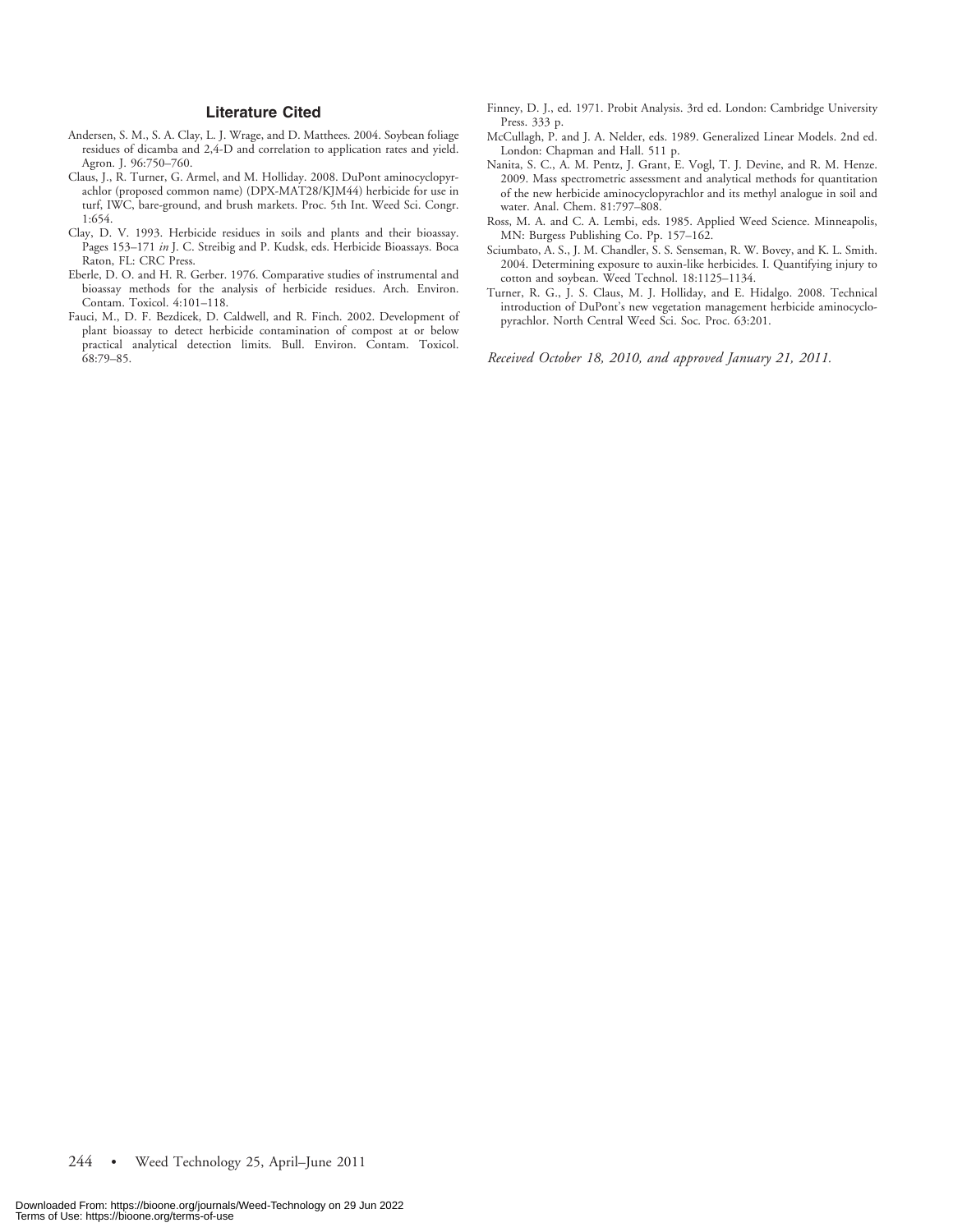## Literature Cited

Andersen, S. M., S. A. Clay, L. J. Wrage, and D. Matthees. 2004. Soybean foliage residues of dicamba and 2,4-D and correlation to application rates and yield. Agron. J. 96:750–760.

Claus, J., R. Turner, G. Armel, and M. Holliday. 2008. DuPont aminocyclopyrachlor (proposed common name) (DPX-MAT28/KJM44) herbicide for use in turf, IWC, bare-ground, and brush markets. Proc. 5th Int. Weed Sci. Congr. 1:654.

Clay, D. V. 1993. Herbicide residues in soils and plants and their bioassay. Pages 153–171 *in* J. C. Streibig and P. Kudsk, eds. Herbicide Bioassays. Boca Raton, FL: CRC Press.

Eberle, D. O. and H. R. Gerber. 1976. Comparative studies of instrumental and bioassay methods for the analysis of herbicide residues. Arch. Environ. Contam. Toxicol. 4:101–118.

Fauci, M., D. F. Bezdicek, D. Caldwell, and R. Finch. 2002. Development of plant bioassay to detect herbicide contamination of compost at or below practical analytical detection limits. Bull. Environ. Contam. Toxicol. 68:79–85.

Finney, D. J., ed. 1971. Probit Analysis. 3rd ed. London: Cambridge University Press. 333 p.

McCullagh, P. and J. A. Nelder, eds. 1989. Generalized Linear Models. 2nd ed. London: Chapman and Hall. 511 p.

Nanita, S. C., A. M. Pentz, J. Grant, E. Vogl, T. J. Devine, and R. M. Henze. 2009. Mass spectrometric assessment and analytical methods for quantitation of the new herbicide aminocyclopyrachlor and its methyl analogue in soil and water. Anal. Chem. 81:797–808.

Ross, M. A. and C. A. Lembi, eds. 1985. Applied Weed Science. Minneapolis, MN: Burgess Publishing Co. Pp. 157–162.

Sciumbato, A. S., J. M. Chandler, S. S. Senseman, R. W. Bovey, and K. L. Smith. 2004. Determining exposure to auxin-like herbicides. I. Quantifying injury to cotton and soybean. Weed Technol. 18:1125–1134.

Turner, R. G., J. S. Claus, M. J. Holliday, and E. Hidalgo. 2008. Technical introduction of DuPont's new vegetation management herbicide aminocyclopyrachlor. North Central Weed Sci. Soc. Proc. 63:201.

*Received October 18, 2010, and approved January 21, 2011.*